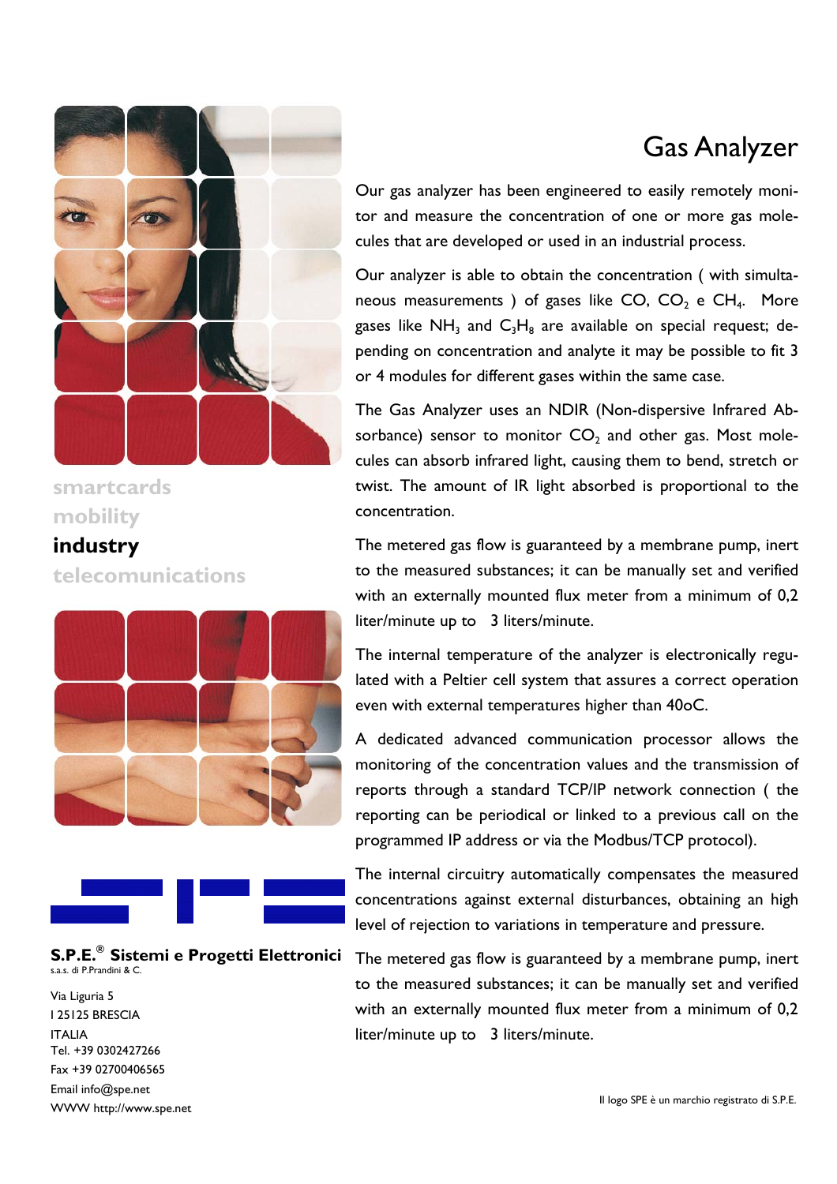# Gas Analyzer

Our gas analyzer has been engineered to easily remotely monitor and measure the concentration of one or more gas molecules that are developed or used in an industrial process.

Our analyzer is able to obtain the concentration ( with simultaneous measurements ) of gases like CO, $CO_2$ e $CH_4$. More gases like $NH_3$ and $C_3H_8$ are available on special request; depending on concentration and analyte it may be possible to fit 3 or 4 modules for different gases within the same case.

The Gas Analyzer uses an NDIR (Non-dispersive Infrared Absorbance) sensor to monitor $CO_2$ and other gas. Most molecules can absorb infrared light, causing them to bend, stretch or twist. The amount of IR light absorbed is proportional to the concentration.

The metered gas flow is guaranteed by a membrane pump, inert to the measured substances; it can be manually set and verified with an externally mounted flux meter from a minimum of 0,2 liter/minute up to 3 liters/minute.

The internal temperature of the analyzer is electronically regulated with a Peltier cell system that assures a correct operation even with external temperatures higher than 40oC.

A dedicated advanced communication processor allows the monitoring of the concentration values and the transmission of reports through a standard TCP/IP network connection ( the reporting can be periodical or linked to a previous call on the programmed IP address or via the Modbus/TCP protocol).

The internal circuitry automatically compensates the measured concentrations against external disturbances, obtaining an high level of rejection to variations in temperature and pressure.

The metered gas flow is guaranteed by a membrane pump, inert to the measured substances; it can be manually set and verified with an externally mounted flux meter from a minimum of 0,2 liter/minute up to 3 liters/minute.

smartcards
mobility
**industry**
telecomunications

**S.P.E.® Sistemi e Progetti Elettronici**
s.a.s. di P.Prandini & C.

Via Liguria 5
I 25125 BRESCIA
ITALIA
Tel. +39 0302427266
Fax +39 02700406565
Email info@spe.net
WWW http://www.spe.net

Il logo SPE è un marchio registrato di S.P.E.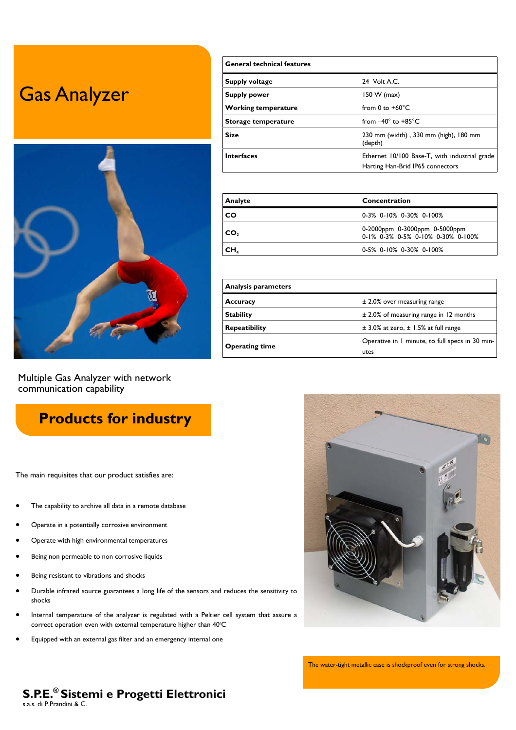# Gas Analyzer

Multiple Gas Analyzer with network communication capability

## Products for industry

The main requisites that our product satisfies are:

- The capability to archive all data in a remote database
- Operate in a potentially corrosive environment
- Operate with high environmental temperatures
- Being non permeable to non corrosive liquids
- Being resistant to vibrations and shocks
- Durable infrared source guarantees a long life of the sensors and reduces the sensitivity to shocks
- Internal temperature of the analyzer is regulated with a Peltier cell system that assure a correct operation even with external temperature higher than 40°C
- Equipped with an external gas filter and an emergency internal one

| General technical features | |
|---|---|
| **Supply voltage** | 24 Volt A.C. |
| **Supply power** | 150 W (max) |
| **Working temperature** | from 0 to +60°C |
| **Storage temperature** | from –40° to +85°C |
| **Size** | 230 mm (width) , 330 mm (high), 180 mm (depth) |
| **Interfaces** | Ethernet 10/100 Base-T, with industrial grade Harting Han-Brid IP65 connectors |

| Analyte | Concentration |
|---|---|
| **CO** | 0-3% 0-10% 0-30% 0-100% |
| **$CO_2$** | 0-2000ppm 0-3000ppm 0-5000ppm 0-1% 0-3% 0-5% 0-10% 0-30% 0-100% |
| **$CH_4$** | 0-5% 0-10% 0-30% 0-100% |

| Analysis parameters | |
|---|---|
| **Accuracy** | ± 2.0% over measuring range |
| **Stability** | ± 2.0% of measuring range in 12 months |
| **Repeatibility** | ± 3.0% at zero, ± 1.5% at full range |
| **Operating time** | Operative in 1 minute, to full specs in 30 minutes |

The water-tight metallic case is shockproof even for strong shocks.

**S.P.E.® Sistemi e Progetti Elettronici**
s.a.s. di P.Prandini & C.